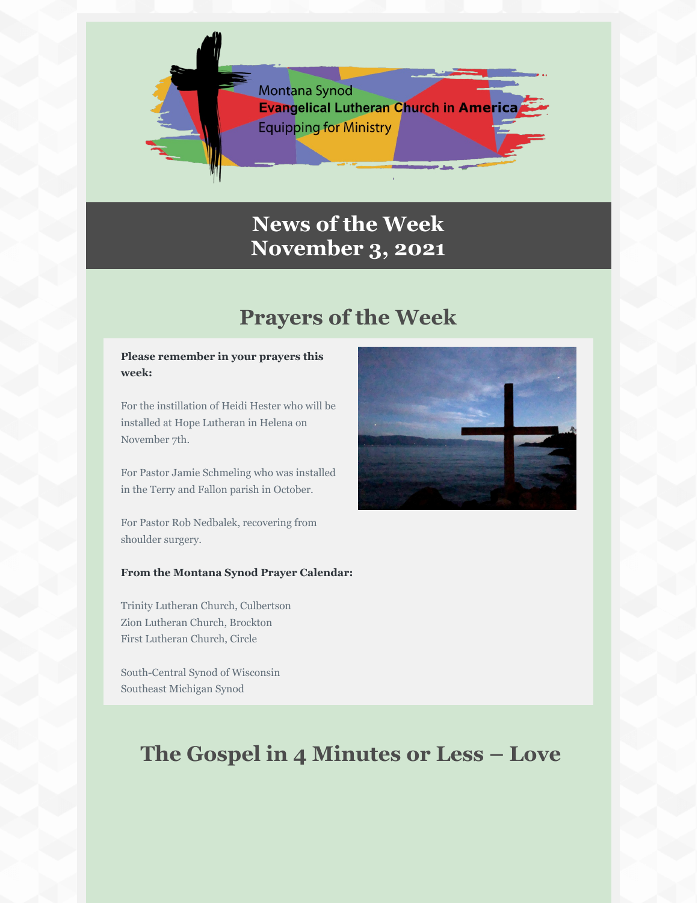Montana Synod
**Evangelical Lutheran Church in America**
Equipping for Ministry

# News of the Week
# November 3, 2021

## Prayers of the Week

**Please remember in your prayers this week:**

For the instillation of Heidi Hester who will be installed at Hope Lutheran in Helena on November 7th.

For Pastor Jamie Schmeling who was installed in the Terry and Fallon parish in October.

For Pastor Rob Nedbalek, recovering from shoulder surgery.

**From the Montana Synod Prayer Calendar:**

Trinity Lutheran Church, Culbertson
Zion Lutheran Church, Brockton
First Lutheran Church, Circle

South-Central Synod of Wisconsin
Southeast Michigan Synod

## The Gospel in 4 Minutes or Less – Love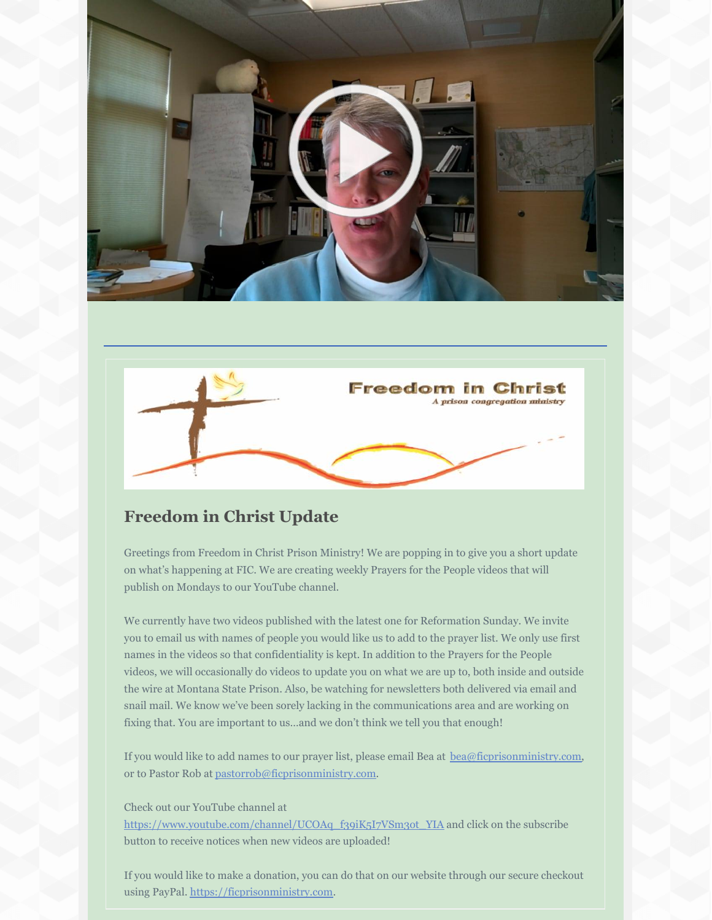## Freedom in Christ Update

Greetings from Freedom in Christ Prison Ministry! We are popping in to give you a short update on what's happening at FIC. We are creating weekly Prayers for the People videos that will publish on Mondays to our YouTube channel.

We currently have two videos published with the latest one for Reformation Sunday. We invite you to email us with names of people you would like us to add to the prayer list. We only use first names in the videos so that confidentiality is kept. In addition to the Prayers for the People videos, we will occasionally do videos to update you on what we are up to, both inside and outside the wire at Montana State Prison. Also, be watching for newsletters both delivered via email and snail mail. We know we've been sorely lacking in the communications area and are working on fixing that. You are important to us...and we don't think we tell you that enough!

If you would like to add names to our prayer list, please email Bea at bea@ficprisonministry.com, or to Pastor Rob at pastorrob@ficprisonministry.com.

Check out our YouTube channel at https://www.youtube.com/channel/UCOAq_f39iK5I7VSm3ot_YIA and click on the subscribe button to receive notices when new videos are uploaded!

If you would like to make a donation, you can do that on our website through our secure checkout using PayPal. https://ficprisonministry.com.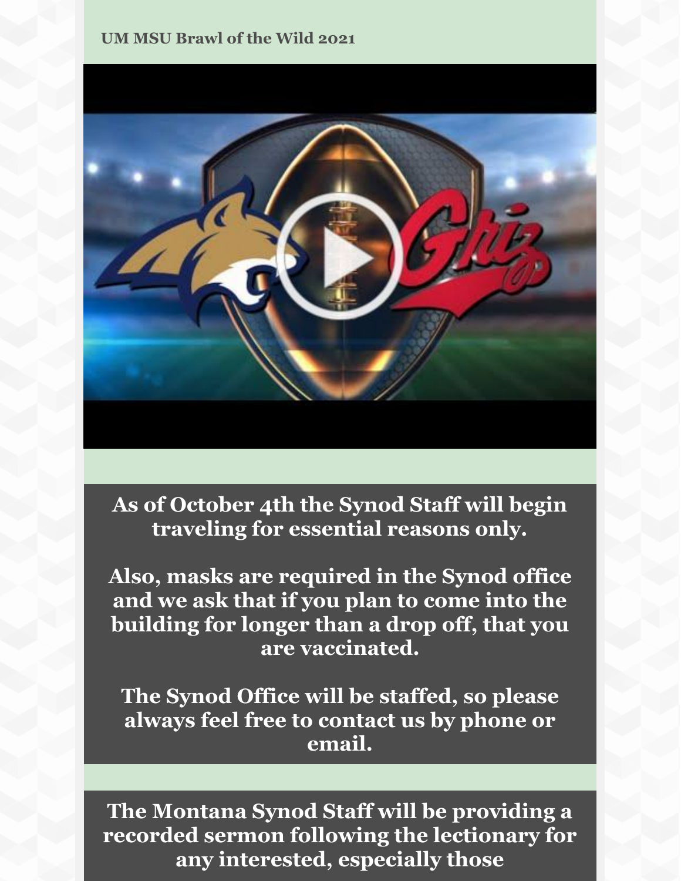**UM MSU Brawl of the Wild 2021**

**As of October 4th the Synod Staff will begin traveling for essential reasons only.**

**Also, masks are required in the Synod office and we ask that if you plan to come into the building for longer than a drop off, that you are vaccinated.**

**The Synod Office will be staffed, so please always feel free to contact us by phone or email.**

**The Montana Synod Staff will be providing a recorded sermon following the lectionary for any interested, especially those**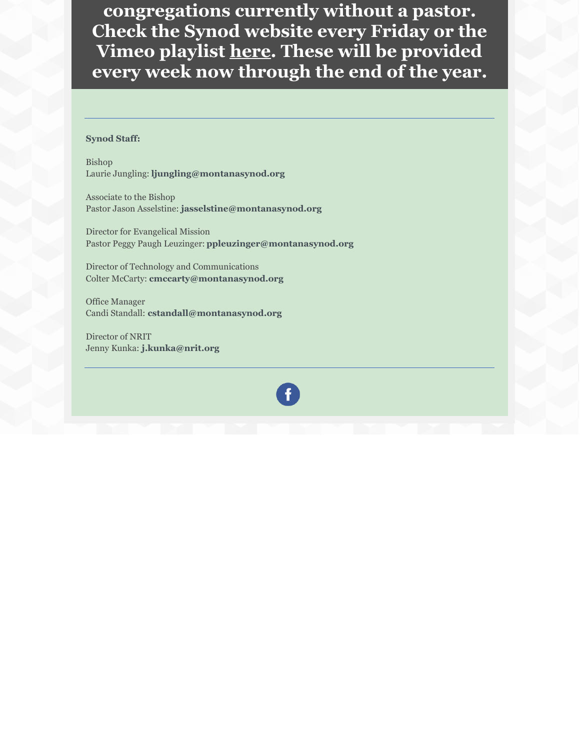**congregations currently without a pastor. Check the Synod website every Friday or the Vimeo playlist here. These will be provided every week now through the end of the year.**

---

**Synod Staff:**

Bishop
Laurie Jungling: **ljungling@montanasynod.org**

Associate to the Bishop
Pastor Jason Asselstine: **jasselstine@montanasynod.org**

Director for Evangelical Mission
Pastor Peggy Paugh Leuzinger: **ppleuzinger@montanasynod.org**

Director of Technology and Communications
Colter McCarty: **cmccarty@montanasynod.org**

Office Manager
Candi Standall: **cstandall@montanasynod.org**

Director of NRIT
Jenny Kunka: **j.kunka@nrit.org**

---